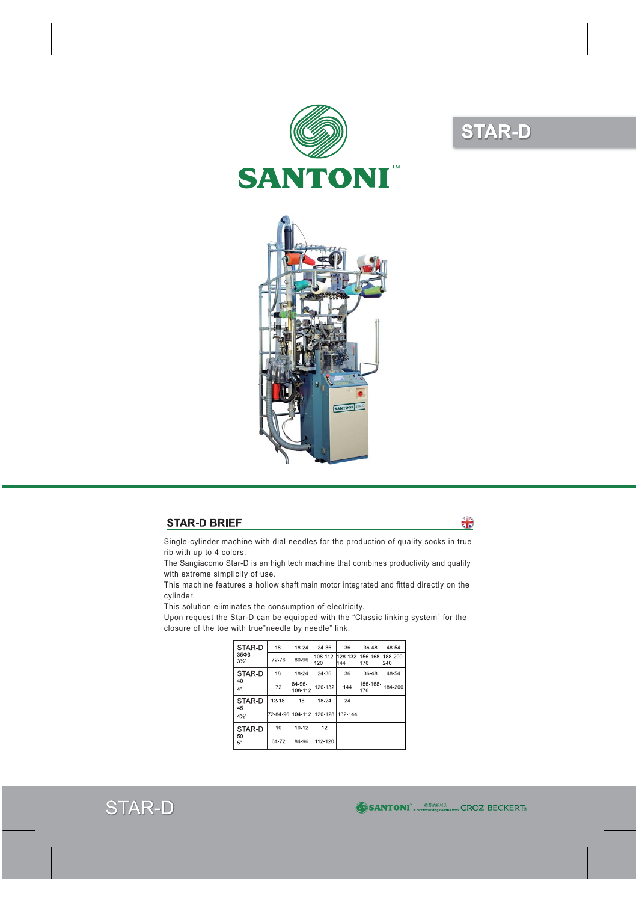SANTONI™

# STAR-D

## STAR-D BRIEF

Single-cylinder machine with dial needles for the production of quality socks in true rib with up to 4 colors.
The Sangiacomo Star-D is an high tech machine that combines productivity and quality with extreme simplicity of use.
This machine features a hollow shaft main motor integrated and fitted directly on the cylinder.
This solution eliminates the consumption of electricity.
Upon request the Star-D can be equipped with the “Classic linking system” for the closure of the toe with true”needle by needle” link.

| STAR-D 35Φ3 3½" | 18 | 18-24 | 24-36 | 36 | 36-48 | 48-54 |
|---|---|---|---|---|---|---|
| | 72-76 | 80-96 | 108-112-120 | 128-132-144 | 156-168-176 | 188-200-240 |
| STAR-D 40 4" | 18 | 18-24 | 24-36 | 36 | 36-48 | 48-54 |
| | 72 | 84-96-108-112 | 120-132 | 144 | 156-168-176 | 184-200 |
| STAR-D 45 4½" | 12-18 | 18 | 18-24 | 24 | | |
| | 72-84-96 | 104-112 | 120-128 | 132-144 | | |
| STAR-D 50 5" | 10 | 10-12 | 12 | | | |
| | 64-72 | 84-96 | 112-120 | | | |

STAR-D

SANTONI™ is recommending needles from GROZ-BECKERT®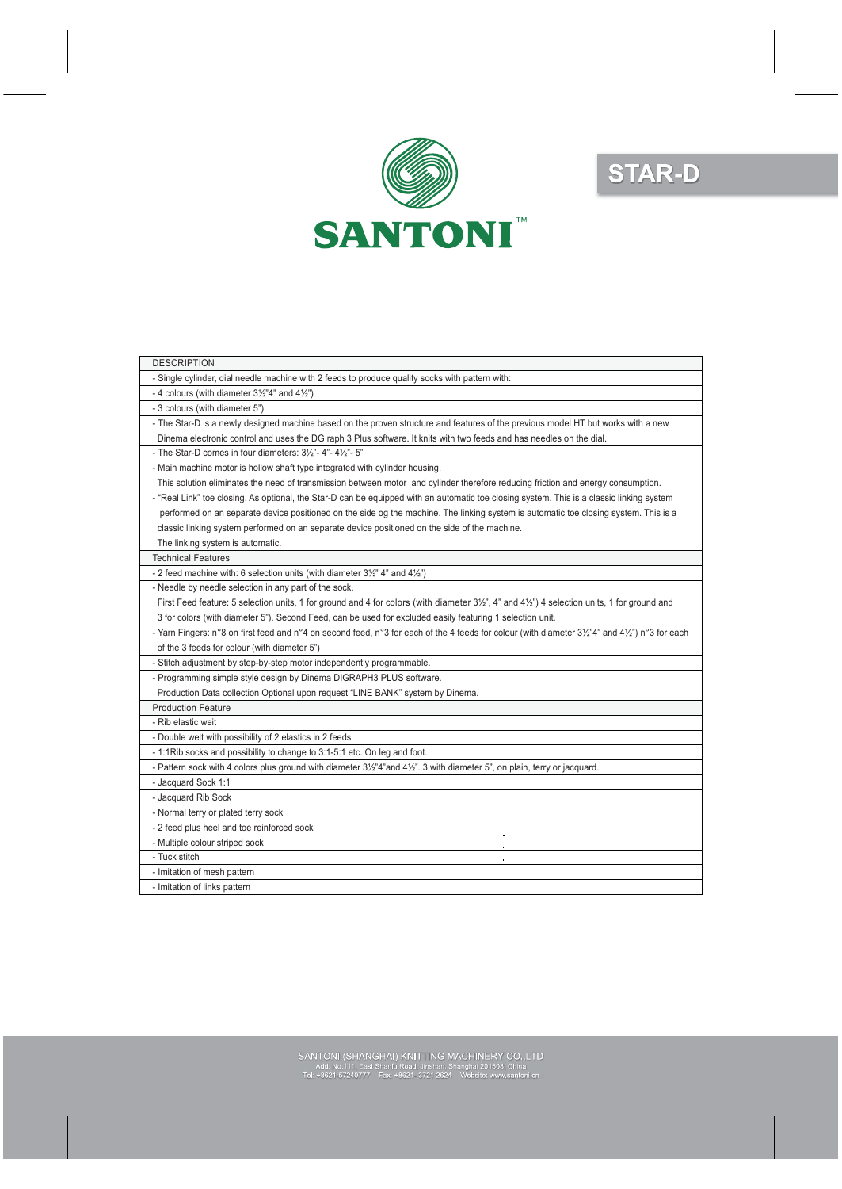# SANTONI™

## STAR-D

| DESCRIPTION |
|---|
| - Single cylinder, dial needle machine with 2 feeds to produce quality socks with pattern with: |
| - 4 colours (with diameter 3½"4" and 4½") |
| - 3 colours (with diameter 5") |
| - The Star-D is a newly designed machine based on the proven structure and features of the previous model HT but works with a new Dinema electronic control and uses the DG raph 3 Plus software. It knits with two feeds and has needles on the dial. |
| - The Star-D comes in four diameters: 3½"- 4"- 4½"- 5" |
| - Main machine motor is hollow shaft type integrated with cylinder housing. This solution eliminates the need of transmission between motor and cylinder therefore reducing friction and energy consumption. |
| - "Real Link" toe closing. As optional, the Star-D can be equipped with an automatic toe closing system. This is a classic linking system performed on an separate device positioned on the side og the machine. The linking system is automatic toe closing system. This is a classic linking system performed on an separate device positioned on the side of the machine. The linking system is automatic. |
| Technical Features |
| - 2 feed machine with: 6 selection units (with diameter 3½" 4" and 4½") |
| - Needle by needle selection in any part of the sock. First Feed feature: 5 selection units, 1 for ground and 4 for colors (with diameter 3½", 4" and 4½") 4 selection units, 1 for ground and 3 for colors (with diameter 5"). Second Feed, can be used for excluded easily featuring 1 selection unit. |
| - Yarn Fingers: n°8 on first feed and n°4 on second feed, n°3 for each of the 4 feeds for colour (with diameter 3½"4" and 4½") n°3 for each of the 3 feeds for colour (with diameter 5") |
| - Stitch adjustment by step-by-step motor independently programmable. |
| - Programming simple style design by Dinema DIGRAPH3 PLUS software. Production Data collection Optional upon request "LINE BANK" system by Dinema. |
| Production Feature |
| - Rib elastic welt |
| - Double welt with possibility of 2 elastics in 2 feeds |
| - 1:1Rib socks and possibility to change to 3:1-5:1 etc. On leg and foot. |
| - Pattern sock with 4 colors plus ground with diameter 3½"4"and 4½". 3 with diameter 5", on plain, terry or jacquard. |
| - Jacquard Sock 1:1 |
| - Jacquard Rib Sock |
| - Normal terry or plated terry sock |
| - 2 feed plus heel and toe reinforced sock |
| - Multiple colour striped sock |
| - Tuck stitch |
| - Imitation of mesh pattern |
| - Imitation of links pattern |

SANTONI (SHANGHAI) KNITTING MACHINERY CO,,LTD
Add: No.111, East Shanfu Road, Jinshan, Shanghai 201508, China
Tel: +8621-57240777 Fax: +8621- 3721 2624 Website: www.santoni.cn